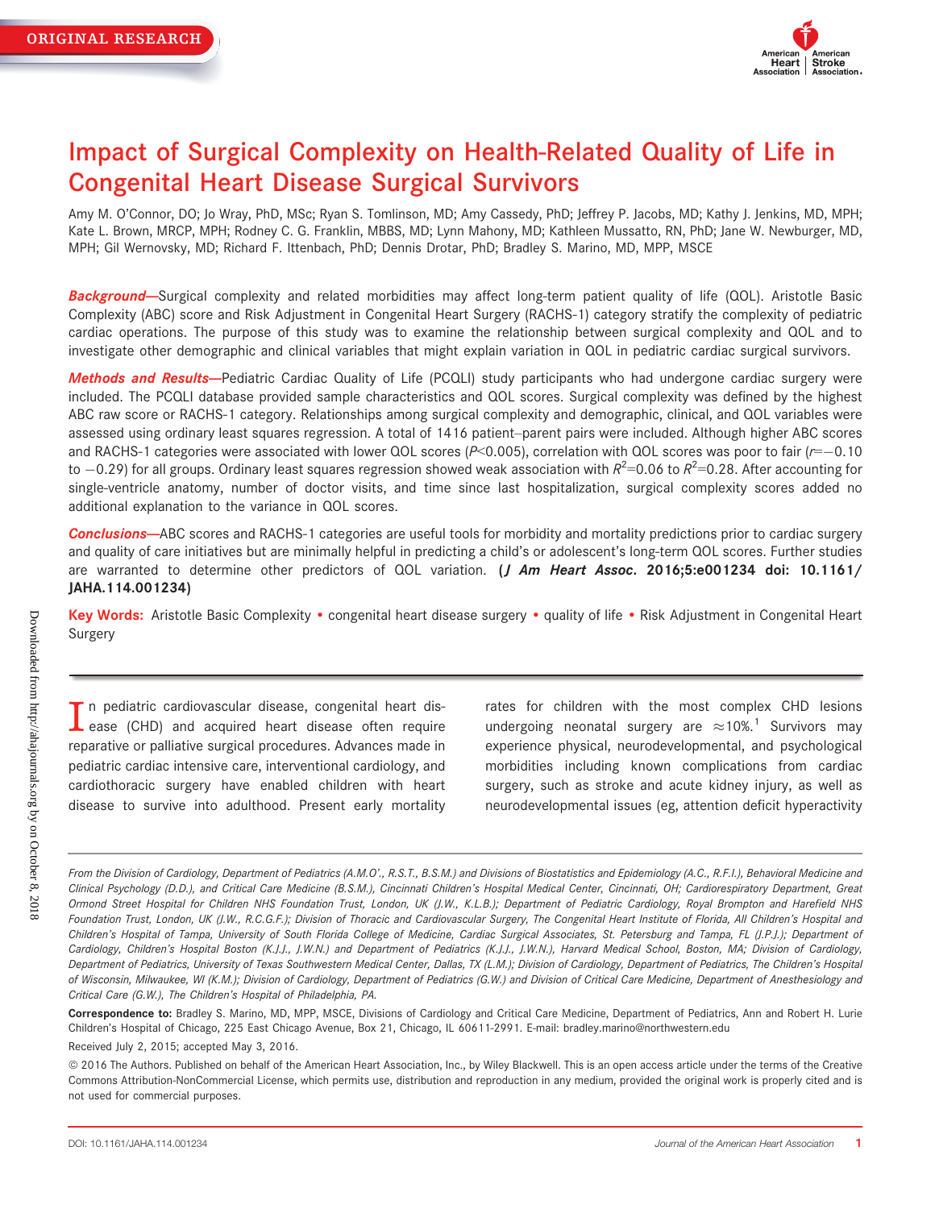ORIGINAL RESEARCH

# Impact of Surgical Complexity on Health-Related Quality of Life in Congenital Heart Disease Surgical Survivors

Amy M. O'Connor, DO; Jo Wray, PhD, MSc; Ryan S. Tomlinson, MD; Amy Cassedy, PhD; Jeffrey P. Jacobs, MD; Kathy J. Jenkins, MD, MPH; Kate L. Brown, MRCP, MPH; Rodney C. G. Franklin, MBBS, MD; Lynn Mahony, MD; Kathleen Mussatto, RN, PhD; Jane W. Newburger, MD, MPH; Gil Wernovsky, MD; Richard F. Ittenbach, PhD; Dennis Drotar, PhD; Bradley S. Marino, MD, MPP, MSCE

***Background*****—**Surgical complexity and related morbidities may affect long-term patient quality of life (QOL). Aristotle Basic Complexity (ABC) score and Risk Adjustment in Congenital Heart Surgery (RACHS-1) category stratify the complexity of pediatric cardiac operations. The purpose of this study was to examine the relationship between surgical complexity and QOL and to investigate other demographic and clinical variables that might explain variation in QOL in pediatric cardiac surgical survivors.

***Methods and Results*****—**Pediatric Cardiac Quality of Life (PCQLI) study participants who had undergone cardiac surgery were included. The PCQLI database provided sample characteristics and QOL scores. Surgical complexity was defined by the highest ABC raw score or RACHS-1 category. Relationships among surgical complexity and demographic, clinical, and QOL variables were assessed using ordinary least squares regression. A total of 1416 patient–parent pairs were included. Although higher ABC scores and RACHS-1 categories were associated with lower QOL scores ($P<0.005$), correlation with QOL scores was poor to fair ($r=-0.10$ to $-0.29$) for all groups. Ordinary least squares regression showed weak association with $R^2=0.06$ to $R^2=0.28$. After accounting for single-ventricle anatomy, number of doctor visits, and time since last hospitalization, surgical complexity scores added no additional explanation to the variance in QOL scores.

***Conclusions*****—**ABC scores and RACHS-1 categories are useful tools for morbidity and mortality predictions prior to cardiac surgery and quality of care initiatives but are minimally helpful in predicting a child's or adolescent's long-term QOL scores. Further studies are warranted to determine other predictors of QOL variation. (***J Am Heart Assoc*****. 2016;5:e001234 doi: 10.1161/JAHA.114.001234)**

**Key Words:** Aristotle Basic Complexity • congenital heart disease surgery • quality of life • Risk Adjustment in Congenital Heart Surgery

In pediatric cardiovascular disease, congenital heart disease (CHD) and acquired heart disease often require reparative or palliative surgical procedures. Advances made in pediatric cardiac intensive care, interventional cardiology, and cardiothoracic surgery have enabled children with heart disease to survive into adulthood. Present early mortality rates for children with the most complex CHD lesions undergoing neonatal surgery are ≈10%.[1] Survivors may experience physical, neurodevelopmental, and psychological morbidities including known complications from cardiac surgery, such as stroke and acute kidney injury, as well as neurodevelopmental issues (eg, attention deficit hyperactivity

*From the Division of Cardiology, Department of Pediatrics (A.M.O'., R.S.T., B.S.M.) and Divisions of Biostatistics and Epidemiology (A.C., R.F.I.), Behavioral Medicine and Clinical Psychology (D.D.), and Critical Care Medicine (B.S.M.), Cincinnati Children's Hospital Medical Center, Cincinnati, OH; Cardiorespiratory Department, Great Ormond Street Hospital for Children NHS Foundation Trust, London, UK (J.W., K.L.B.); Department of Pediatric Cardiology, Royal Brompton and Harefield NHS Foundation Trust, London, UK (J.W., R.C.G.F.); Division of Thoracic and Cardiovascular Surgery, The Congenital Heart Institute of Florida, All Children's Hospital and Children's Hospital of Tampa, University of South Florida College of Medicine, Cardiac Surgical Associates, St. Petersburg and Tampa, FL (J.P.J.); Department of Cardiology, Children's Hospital Boston (K.J.J., J.W.N.) and Department of Pediatrics (K.J.J., J.W.N.), Harvard Medical School, Boston, MA; Division of Cardiology, Department of Pediatrics, University of Texas Southwestern Medical Center, Dallas, TX (L.M.); Division of Cardiology, Department of Pediatrics, The Children's Hospital of Wisconsin, Milwaukee, WI (K.M.); Division of Cardiology, Department of Pediatrics (G.W.) and Division of Critical Care Medicine, Department of Anesthesiology and Critical Care (G.W.), The Children's Hospital of Philadelphia, PA.*

**Correspondence to:** Bradley S. Marino, MD, MPP, MSCE, Divisions of Cardiology and Critical Care Medicine, Department of Pediatrics, Ann and Robert H. Lurie Children's Hospital of Chicago, 225 East Chicago Avenue, Box 21, Chicago, IL 60611-2991. E-mail: bradley.marino@northwestern.edu

Received July 2, 2015; accepted May 3, 2016.

© 2016 The Authors. Published on behalf of the American Heart Association, Inc., by Wiley Blackwell. This is an open access article under the terms of the Creative Commons Attribution-NonCommercial License, which permits use, distribution and reproduction in any medium, provided the original work is properly cited and is not used for commercial purposes.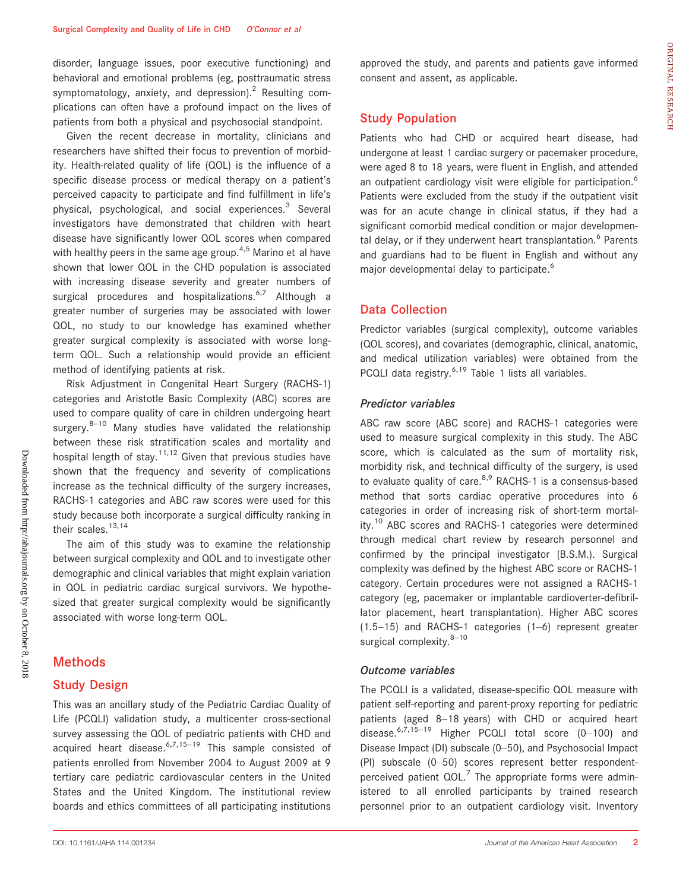disorder, language issues, poor executive functioning) and behavioral and emotional problems (eg, posttraumatic stress symptomatology, anxiety, and depression).[2] Resulting complications can often have a profound impact on the lives of patients from both a physical and psychosocial standpoint.

Given the recent decrease in mortality, clinicians and researchers have shifted their focus to prevention of morbidity. Health-related quality of life (QOL) is the influence of a specific disease process or medical therapy on a patient's perceived capacity to participate and find fulfillment in life's physical, psychological, and social experiences.[3] Several investigators have demonstrated that children with heart disease have significantly lower QOL scores when compared with healthy peers in the same age group.[4,5] Marino et al have shown that lower QOL in the CHD population is associated with increasing disease severity and greater numbers of surgical procedures and hospitalizations.[6,7] Although a greater number of surgeries may be associated with lower QOL, no study to our knowledge has examined whether greater surgical complexity is associated with worse long-term QOL. Such a relationship would provide an efficient method of identifying patients at risk.

Risk Adjustment in Congenital Heart Surgery (RACHS-1) categories and Aristotle Basic Complexity (ABC) scores are used to compare quality of care in children undergoing heart surgery.[8–10] Many studies have validated the relationship between these risk stratification scales and mortality and hospital length of stay.[11,12] Given that previous studies have shown that the frequency and severity of complications increase as the technical difficulty of the surgery increases, RACHS-1 categories and ABC raw scores were used for this study because both incorporate a surgical difficulty ranking in their scales.[13,14]

The aim of this study was to examine the relationship between surgical complexity and QOL and to investigate other demographic and clinical variables that might explain variation in QOL in pediatric cardiac surgical survivors. We hypothesized that greater surgical complexity would be significantly associated with worse long-term QOL.

## Methods

### Study Design

This was an ancillary study of the Pediatric Cardiac Quality of Life (PCQLI) validation study, a multicenter cross-sectional survey assessing the QOL of pediatric patients with CHD and acquired heart disease.[6,7,15–19] This sample consisted of patients enrolled from November 2004 to August 2009 at 9 tertiary care pediatric cardiovascular centers in the United States and the United Kingdom. The institutional review boards and ethics committees of all participating institutions approved the study, and parents and patients gave informed consent and assent, as applicable.

### Study Population

Patients who had CHD or acquired heart disease, had undergone at least 1 cardiac surgery or pacemaker procedure, were aged 8 to 18 years, were fluent in English, and attended an outpatient cardiology visit were eligible for participation.[6] Patients were excluded from the study if the outpatient visit was for an acute change in clinical status, if they had a significant comorbid medical condition or major developmental delay, or if they underwent heart transplantation.[6] Parents and guardians had to be fluent in English and without any major developmental delay to participate.[6]

### Data Collection

Predictor variables (surgical complexity), outcome variables (QOL scores), and covariates (demographic, clinical, anatomic, and medical utilization variables) were obtained from the PCQLI data registry.[6,19] Table 1 lists all variables.

#### *Predictor variables*

ABC raw score (ABC score) and RACHS-1 categories were used to measure surgical complexity in this study. The ABC score, which is calculated as the sum of mortality risk, morbidity risk, and technical difficulty of the surgery, is used to evaluate quality of care.[8,9] RACHS-1 is a consensus-based method that sorts cardiac operative procedures into 6 categories in order of increasing risk of short-term mortality.[10] ABC scores and RACHS-1 categories were determined through medical chart review by research personnel and confirmed by the principal investigator (B.S.M.). Surgical complexity was defined by the highest ABC score or RACHS-1 category. Certain procedures were not assigned a RACHS-1 category (eg, pacemaker or implantable cardioverter-defibrillator placement, heart transplantation). Higher ABC scores (1.5–15) and RACHS-1 categories (1–6) represent greater surgical complexity.[8–10]

#### *Outcome variables*

The PCQLI is a validated, disease-specific QOL measure with patient self-reporting and parent-proxy reporting for pediatric patients (aged 8–18 years) with CHD or acquired heart disease.[6,7,15–19] Higher PCQLI total score (0–100) and Disease Impact (DI) subscale (0–50), and Psychosocial Impact (PI) subscale (0–50) scores represent better respondent-perceived patient QOL.[7] The appropriate forms were administered to all enrolled participants by trained research personnel prior to an outpatient cardiology visit. Inventory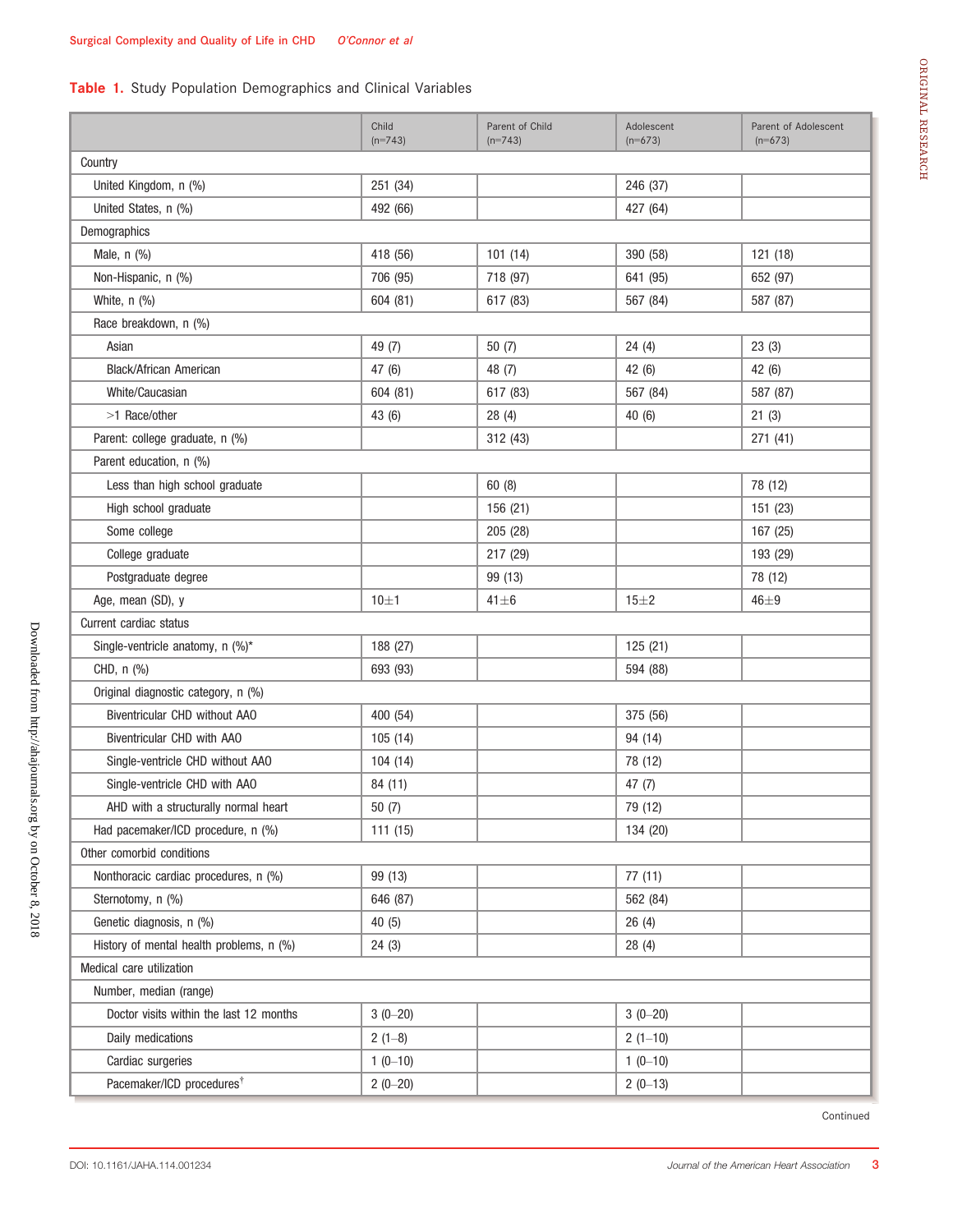**Table 1.** Study Population Demographics and Clinical Variables

| | Child (n=743) | Parent of Child (n=743) | Adolescent (n=673) | Parent of Adolescent (n=673) |
|---|---|---|---|---|
| Country | | | | |
| United Kingdom, n (%) | 251 (34) | | 246 (37) | |
| United States, n (%) | 492 (66) | | 427 (64) | |
| Demographics | | | | |
| Male, n (%) | 418 (56) | 101 (14) | 390 (58) | 121 (18) |
| Non-Hispanic, n (%) | 706 (95) | 718 (97) | 641 (95) | 652 (97) |
| White, n (%) | 604 (81) | 617 (83) | 567 (84) | 587 (87) |
| Race breakdown, n (%) | | | | |
| Asian | 49 (7) | 50 (7) | 24 (4) | 23 (3) |
| Black/African American | 47 (6) | 48 (7) | 42 (6) | 42 (6) |
| White/Caucasian | 604 (81) | 617 (83) | 567 (84) | 587 (87) |
| >1 Race/other | 43 (6) | 28 (4) | 40 (6) | 21 (3) |
| Parent: college graduate, n (%) | | 312 (43) | | 271 (41) |
| Parent education, n (%) | | | | |
| Less than high school graduate | | 60 (8) | | 78 (12) |
| High school graduate | | 156 (21) | | 151 (23) |
| Some college | | 205 (28) | | 167 (25) |
| College graduate | | 217 (29) | | 193 (29) |
| Postgraduate degree | | 99 (13) | | 78 (12) |
| Age, mean (SD), y | 10±1 | 41±6 | 15±2 | 46±9 |
| Current cardiac status | | | | |
| Single-ventricle anatomy, n (%)* | 188 (27) | | 125 (21) | |
| CHD, n (%) | 693 (93) | | 594 (88) | |
| Original diagnostic category, n (%) | | | | |
| Biventricular CHD without AAO | 400 (54) | | 375 (56) | |
| Biventricular CHD with AAO | 105 (14) | | 94 (14) | |
| Single-ventricle CHD without AAO | 104 (14) | | 78 (12) | |
| Single-ventricle CHD with AAO | 84 (11) | | 47 (7) | |
| AHD with a structurally normal heart | 50 (7) | | 79 (12) | |
| Had pacemaker/ICD procedure, n (%) | 111 (15) | | 134 (20) | |
| Other comorbid conditions | | | | |
| Nonthoracic cardiac procedures, n (%) | 99 (13) | | 77 (11) | |
| Sternotomy, n (%) | 646 (87) | | 562 (84) | |
| Genetic diagnosis, n (%) | 40 (5) | | 26 (4) | |
| History of mental health problems, n (%) | 24 (3) | | 28 (4) | |
| Medical care utilization | | | | |
| Number, median (range) | | | | |
| Doctor visits within the last 12 months | 3 (0–20) | | 3 (0–20) | |
| Daily medications | 2 (1–8) | | 2 (1–10) | |
| Cardiac surgeries | 1 (0–10) | | 1 (0–10) | |
| Pacemaker/ICD procedures[†] | 2 (0–20) | | 2 (0–13) | |

Continued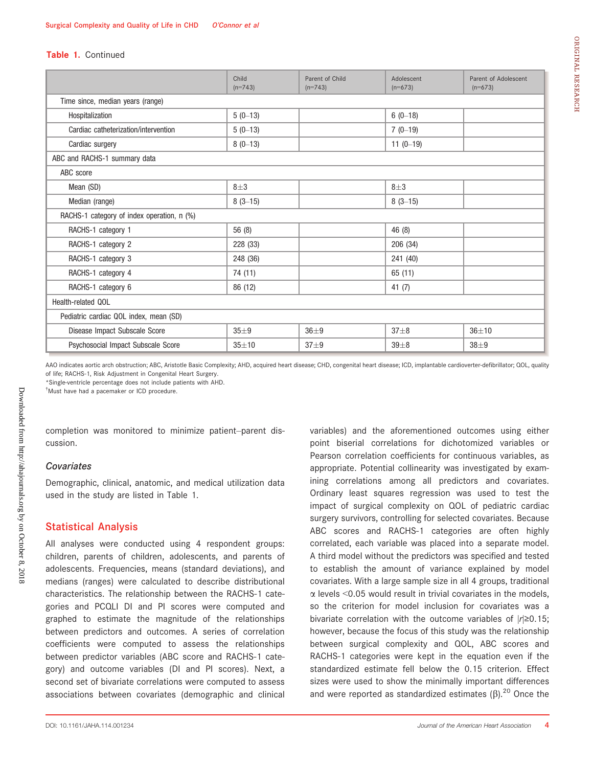**Table 1.** Continued

| | Child (n=743) | Parent of Child (n=743) | Adolescent (n=673) | Parent of Adolescent (n=673) |
|---|---|---|---|---|
| Time since, median years (range) | | | | |
| Hospitalization | 5 (0–13) | | 6 (0–18) | |
| Cardiac catheterization/intervention | 5 (0–13) | | 7 (0–19) | |
| Cardiac surgery | 8 (0–13) | | 11 (0–19) | |
| ABC and RACHS-1 summary data | | | | |
| ABC score | | | | |
| Mean (SD) | 8±3 | | 8±3 | |
| Median (range) | 8 (3–15) | | 8 (3–15) | |
| RACHS-1 category of index operation, n (%) | | | | |
| RACHS-1 category 1 | 56 (8) | | 46 (8) | |
| RACHS-1 category 2 | 228 (33) | | 206 (34) | |
| RACHS-1 category 3 | 248 (36) | | 241 (40) | |
| RACHS-1 category 4 | 74 (11) | | 65 (11) | |
| RACHS-1 category 6 | 86 (12) | | 41 (7) | |
| Health-related QOL | | | | |
| Pediatric cardiac QOL index, mean (SD) | | | | |
| Disease Impact Subscale Score | 35±9 | 36±9 | 37±8 | 36±10 |
| Psychosocial Impact Subscale Score | 35±10 | 37±9 | 39±8 | 38±9 |

AAO indicates aortic arch obstruction; ABC, Aristotle Basic Complexity; AHD, acquired heart disease; CHD, congenital heart disease; ICD, implantable cardioverter-defibrillator; QOL, quality of life; RACHS-1, Risk Adjustment in Congenital Heart Surgery.
*Single-ventricle percentage does not include patients with AHD.
†Must have had a pacemaker or ICD procedure.

completion was monitored to minimize patient–parent discussion.

### *Covariates*

Demographic, clinical, anatomic, and medical utilization data used in the study are listed in Table 1.

## Statistical Analysis

All analyses were conducted using 4 respondent groups: children, parents of children, adolescents, and parents of adolescents. Frequencies, means (standard deviations), and medians (ranges) were calculated to describe distributional characteristics. The relationship between the RACHS-1 categories and PCQLI DI and PI scores were computed and graphed to estimate the magnitude of the relationships between predictors and outcomes. A series of correlation coefficients were computed to assess the relationships between predictor variables (ABC score and RACHS-1 category) and outcome variables (DI and PI scores). Next, a second set of bivariate correlations were computed to assess associations between covariates (demographic and clinical variables) and the aforementioned outcomes using either point biserial correlations for dichotomized variables or Pearson correlation coefficients for continuous variables, as appropriate. Potential collinearity was investigated by examining correlations among all predictors and covariates. Ordinary least squares regression was used to test the impact of surgical complexity on QOL of pediatric cardiac surgery survivors, controlling for selected covariates. Because ABC scores and RACHS-1 categories are often highly correlated, each variable was placed into a separate model. A third model without the predictors was specified and tested to establish the amount of variance explained by model covariates. With a large sample size in all 4 groups, traditional $\alpha$ levels <0.05 would result in trivial covariates in the models, so the criterion for model inclusion for covariates was a bivariate correlation with the outcome variables of $|r|\geq0.15$; however, because the focus of this study was the relationship between surgical complexity and QOL, ABC scores and RACHS-1 categories were kept in the equation even if the standardized estimate fell below the 0.15 criterion. Effect sizes were used to show the minimally important differences and were reported as standardized estimates ($\beta$).[20] Once the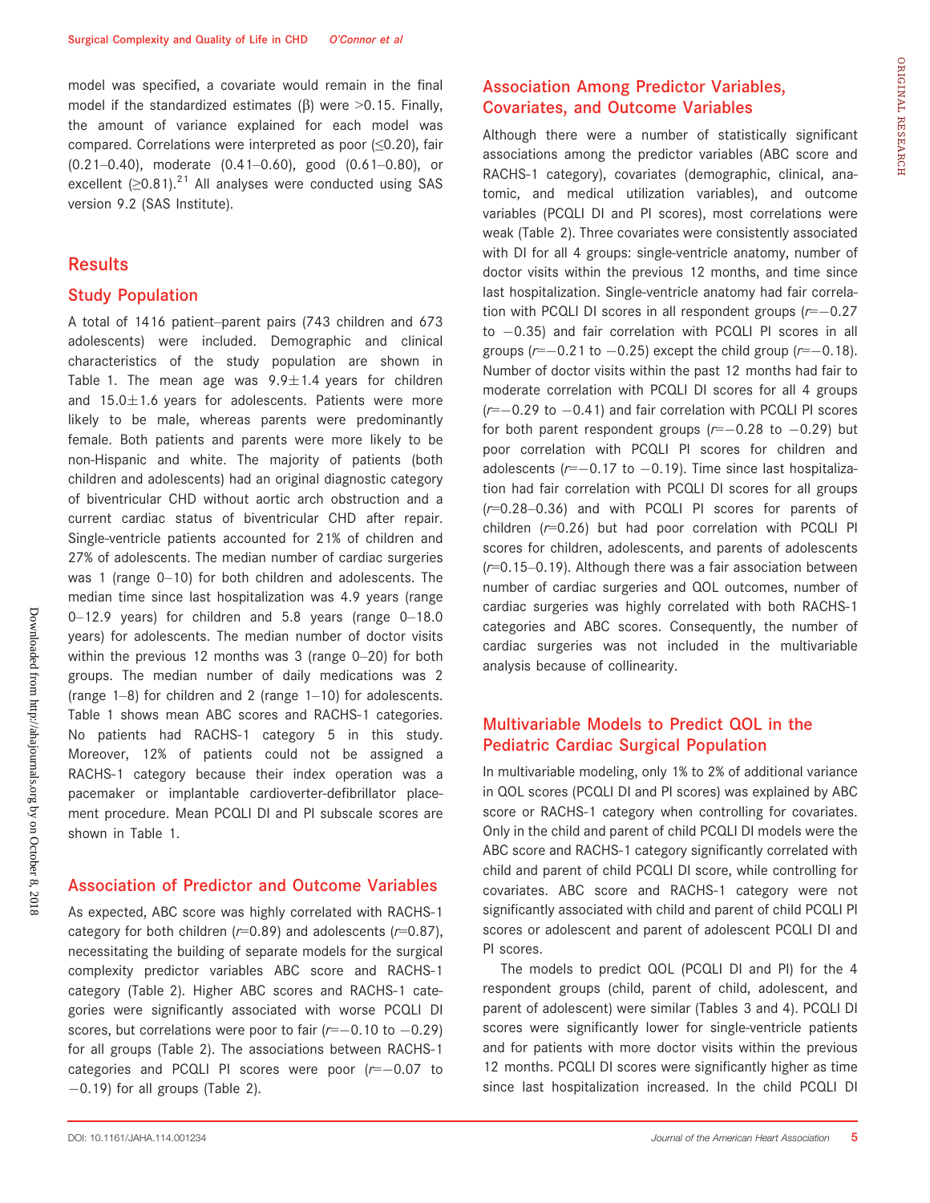model was specified, a covariate would remain in the final model if the standardized estimates (β) were >0.15. Finally, the amount of variance explained for each model was compared. Correlations were interpreted as poor (≤0.20), fair (0.21–0.40), moderate (0.41–0.60), good (0.61–0.80), or excellent (≥0.81).[21] All analyses were conducted using SAS version 9.2 (SAS Institute).

## Results

### Study Population

A total of 1416 patient–parent pairs (743 children and 673 adolescents) were included. Demographic and clinical characteristics of the study population are shown in Table 1. The mean age was 9.9±1.4 years for children and 15.0±1.6 years for adolescents. Patients were more likely to be male, whereas parents were predominantly female. Both patients and parents were more likely to be non-Hispanic and white. The majority of patients (both children and adolescents) had an original diagnostic category of biventricular CHD without aortic arch obstruction and a current cardiac status of biventricular CHD after repair. Single-ventricle patients accounted for 21% of children and 27% of adolescents. The median number of cardiac surgeries was 1 (range 0–10) for both children and adolescents. The median time since last hospitalization was 4.9 years (range 0–12.9 years) for children and 5.8 years (range 0–18.0 years) for adolescents. The median number of doctor visits within the previous 12 months was 3 (range 0–20) for both groups. The median number of daily medications was 2 (range 1–8) for children and 2 (range 1–10) for adolescents. Table 1 shows mean ABC scores and RACHS-1 categories. No patients had RACHS-1 category 5 in this study. Moreover, 12% of patients could not be assigned a RACHS-1 category because their index operation was a pacemaker or implantable cardioverter-defibrillator placement procedure. Mean PCQLI DI and PI subscale scores are shown in Table 1.

### Association of Predictor and Outcome Variables

As expected, ABC score was highly correlated with RACHS-1 category for both children ($r$=0.89) and adolescents ($r$=0.87), necessitating the building of separate models for the surgical complexity predictor variables ABC score and RACHS-1 category (Table 2). Higher ABC scores and RACHS-1 categories were significantly associated with worse PCQLI DI scores, but correlations were poor to fair ($r$=−0.10 to −0.29) for all groups (Table 2). The associations between RACHS-1 categories and PCQLI PI scores were poor ($r$=−0.07 to −0.19) for all groups (Table 2).

### Association Among Predictor Variables, Covariates, and Outcome Variables

Although there were a number of statistically significant associations among the predictor variables (ABC score and RACHS-1 category), covariates (demographic, clinical, anatomic, and medical utilization variables), and outcome variables (PCQLI DI and PI scores), most correlations were weak (Table 2). Three covariates were consistently associated with DI for all 4 groups: single-ventricle anatomy, number of doctor visits within the previous 12 months, and time since last hospitalization. Single-ventricle anatomy had fair correlation with PCQLI DI scores in all respondent groups ($r$=−0.27 to −0.35) and fair correlation with PCQLI PI scores in all groups ($r$=−0.21 to −0.25) except the child group ($r$=−0.18). Number of doctor visits within the past 12 months had fair to moderate correlation with PCQLI DI scores for all 4 groups ($r$=−0.29 to −0.41) and fair correlation with PCQLI PI scores for both parent respondent groups ($r$=−0.28 to −0.29) but poor correlation with PCQLI PI scores for children and adolescents ($r$=−0.17 to −0.19). Time since last hospitalization had fair correlation with PCQLI DI scores for all groups ($r$=0.28–0.36) and with PCQLI PI scores for parents of children ($r$=0.26) but had poor correlation with PCQLI PI scores for children, adolescents, and parents of adolescents ($r$=0.15–0.19). Although there was a fair association between number of cardiac surgeries and QOL outcomes, number of cardiac surgeries was highly correlated with both RACHS-1 categories and ABC scores. Consequently, the number of cardiac surgeries was not included in the multivariable analysis because of collinearity.

### Multivariable Models to Predict QOL in the Pediatric Cardiac Surgical Population

In multivariable modeling, only 1% to 2% of additional variance in QOL scores (PCQLI DI and PI scores) was explained by ABC score or RACHS-1 category when controlling for covariates. Only in the child and parent of child PCQLI DI models were the ABC score and RACHS-1 category significantly correlated with child and parent of child PCQLI DI score, while controlling for covariates. ABC score and RACHS-1 category were not significantly associated with child and parent of child PCQLI PI scores or adolescent and parent of adolescent PCQLI DI and PI scores.

The models to predict QOL (PCQLI DI and PI) for the 4 respondent groups (child, parent of child, adolescent, and parent of adolescent) were similar (Tables 3 and 4). PCQLI DI scores were significantly lower for single-ventricle patients and for patients with more doctor visits within the previous 12 months. PCQLI DI scores were significantly higher as time since last hospitalization increased. In the child PCQLI DI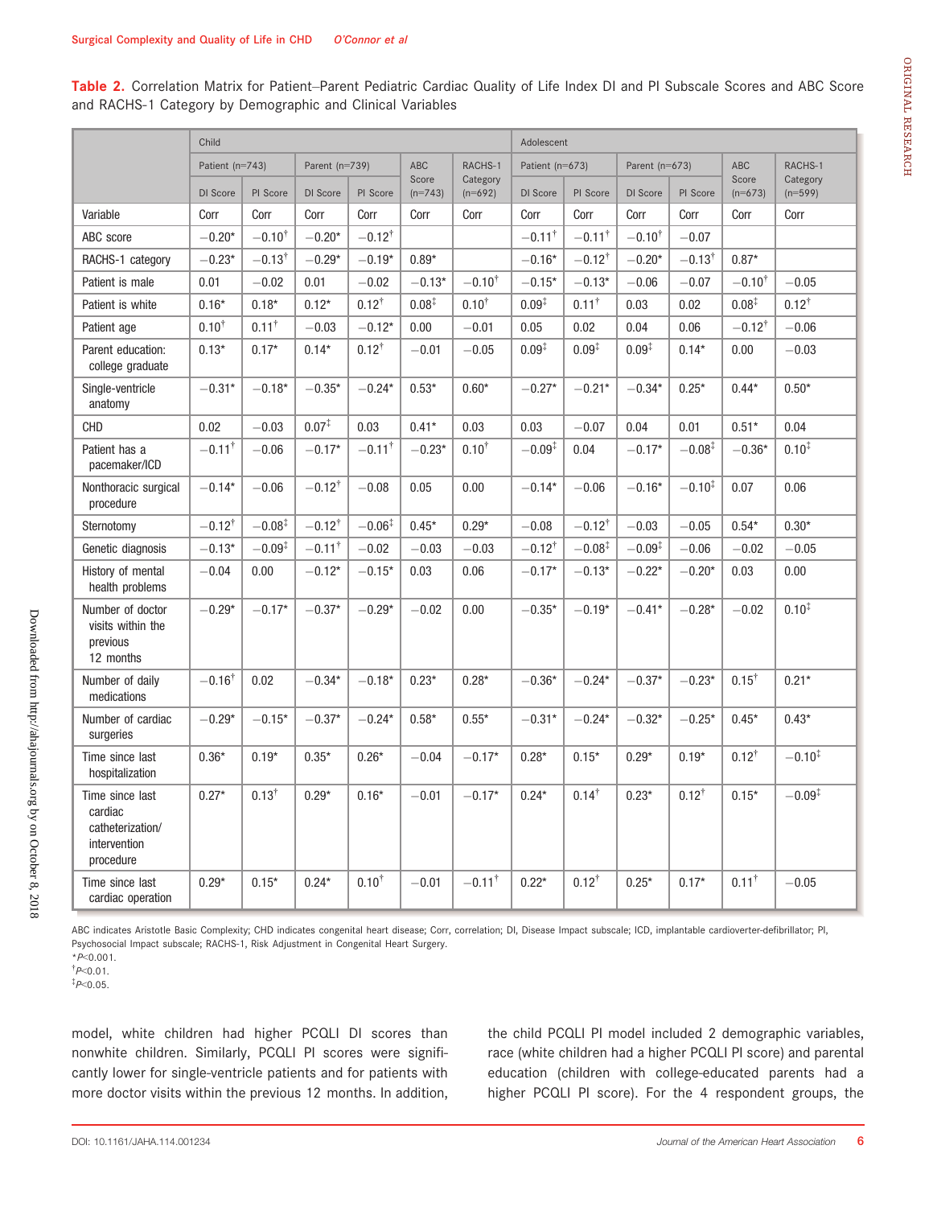**Table 2.** Correlation Matrix for Patient–Parent Pediatric Cardiac Quality of Life Index DI and PI Subscale Scores and ABC Score and RACHS-1 Category by Demographic and Clinical Variables

| | Child | | | | | | Adolescent | | | | | |
|---|---|---|---|---|---|---|---|---|---|---|---|---|
| | Patient (n=743) | | Parent (n=739) | | ABC Score (n=743) | RACHS-1 Category (n=692) | Patient (n=673) | | Parent (n=673) | | ABC Score (n=673) | RACHS-1 Category (n=599) |
| | DI Score | PI Score | DI Score | PI Score | | | DI Score | PI Score | DI Score | PI Score | | |
| Variable | Corr | Corr | Corr | Corr | Corr | Corr | Corr | Corr | Corr | Corr | Corr | Corr |
| ABC score | −0.20* | −0.10† | −0.20* | −0.12† | | | −0.11† | −0.11† | −0.10† | −0.07 | | |
| RACHS-1 category | −0.23* | −0.13† | −0.29* | −0.19* | 0.89* | | −0.16* | −0.12† | −0.20* | −0.13† | 0.87* | |
| Patient is male | 0.01 | −0.02 | 0.01 | −0.02 | −0.13* | −0.10† | −0.15* | −0.13* | −0.06 | −0.07 | −0.10† | −0.05 |
| Patient is white | 0.16* | 0.18* | 0.12* | 0.12† | 0.08‡ | 0.10† | 0.09‡ | 0.11† | 0.03 | 0.02 | 0.08‡ | 0.12† |
| Patient age | 0.10† | 0.11† | −0.03 | −0.12* | 0.00 | −0.01 | 0.05 | 0.02 | 0.04 | 0.06 | −0.12† | −0.06 |
| Parent education: college graduate | 0.13* | 0.17* | 0.14* | 0.12† | −0.01 | −0.05 | 0.09‡ | 0.09‡ | 0.09‡ | 0.14* | 0.00 | −0.03 |
| Single-ventricle anatomy | −0.31* | −0.18* | −0.35* | −0.24* | 0.53* | 0.60* | −0.27* | −0.21* | −0.34* | 0.25* | 0.44* | 0.50* |
| CHD | 0.02 | −0.03 | 0.07‡ | 0.03 | 0.41* | 0.03 | 0.03 | −0.07 | 0.04 | 0.01 | 0.51* | 0.04 |
| Patient has a pacemaker/ICD | −0.11† | −0.06 | −0.17* | −0.11† | −0.23* | 0.10† | −0.09‡ | 0.04 | −0.17* | −0.08‡ | −0.36* | 0.10‡ |
| Nonthoracic surgical procedure | −0.14* | −0.06 | −0.12† | −0.08 | 0.05 | 0.00 | −0.14* | −0.06 | −0.16* | −0.10‡ | 0.07 | 0.06 |
| Sternotomy | −0.12† | −0.08‡ | −0.12† | −0.06‡ | 0.45* | 0.29* | −0.08 | −0.12† | −0.03 | −0.05 | 0.54* | 0.30* |
| Genetic diagnosis | −0.13* | −0.09‡ | −0.11† | −0.02 | −0.03 | −0.03 | −0.12† | −0.08‡ | −0.09‡ | −0.06 | −0.02 | −0.05 |
| History of mental health problems | −0.04 | 0.00 | −0.12* | −0.15* | 0.03 | 0.06 | −0.17* | −0.13* | −0.22* | −0.20* | 0.03 | 0.00 |
| Number of doctor visits within the previous 12 months | −0.29* | −0.17* | −0.37* | −0.29* | −0.02 | 0.00 | −0.35* | −0.19* | −0.41* | −0.28* | −0.02 | 0.10‡ |
| Number of daily medications | −0.16† | 0.02 | −0.34* | −0.18* | 0.23* | 0.28* | −0.36* | −0.24* | −0.37* | −0.23* | 0.15† | 0.21* |
| Number of cardiac surgeries | −0.29* | −0.15* | −0.37* | −0.24* | 0.58* | 0.55* | −0.31* | −0.24* | −0.32* | −0.25* | 0.45* | 0.43* |
| Time since last hospitalization | 0.36* | 0.19* | 0.35* | 0.26* | −0.04 | −0.17* | 0.28* | 0.15* | 0.29* | 0.19* | 0.12† | −0.10‡ |
| Time since last cardiac catheterization/intervention procedure | 0.27* | 0.13† | 0.29* | 0.16* | −0.01 | −0.17* | 0.24* | 0.14† | 0.23* | 0.12† | 0.15* | −0.09‡ |
| Time since last cardiac operation | 0.29* | 0.15* | 0.24* | 0.10† | −0.01 | −0.11† | 0.22* | 0.12† | 0.25* | 0.17* | 0.11† | −0.05 |

ABC indicates Aristotle Basic Complexity; CHD indicates congenital heart disease; Corr, correlation; DI, Disease Impact subscale; ICD, implantable cardioverter-defibrillator; PI, Psychosocial Impact subscale; RACHS-1, Risk Adjustment in Congenital Heart Surgery.
\* $P<0.001$.
† $P<0.01$.
‡ $P<0.05$.

model, white children had higher PCQLI DI scores than nonwhite children. Similarly, PCQLI PI scores were significantly lower for single-ventricle patients and for patients with more doctor visits within the previous 12 months. In addition, the child PCQLI PI model included 2 demographic variables, race (white children had a higher PCQLI PI score) and parental education (children with college-educated parents had a higher PCQLI PI score). For the 4 respondent groups, the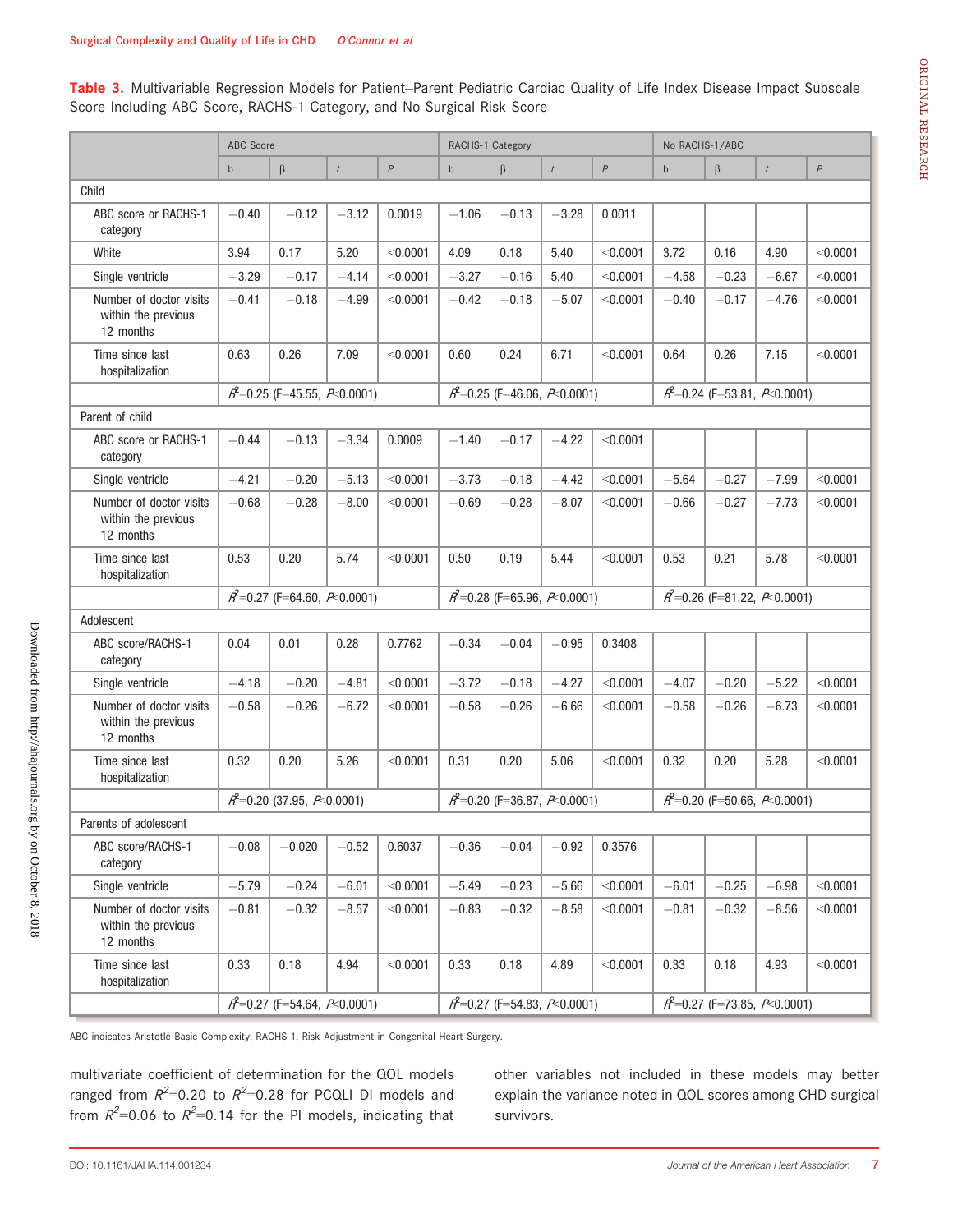**Table 3.** Multivariable Regression Models for Patient–Parent Pediatric Cardiac Quality of Life Index Disease Impact Subscale Score Including ABC Score, RACHS-1 Category, and No Surgical Risk Score

| | ABC Score | | | | RACHS-1 Category | | | | No RACHS-1/ABC | | | |
|---|---|---|---|---|---|---|---|---|---|---|---|---|
| | b | β | *t* | *P* | b | β | *t* | *P* | b | β | *t* | *P* |
| **Child** | | | | | | | | | | | | |
| ABC score or RACHS-1 category | −0.40 | −0.12 | −3.12 | 0.0019 | −1.06 | −0.13 | −3.28 | 0.0011 | | | | |
| White | 3.94 | 0.17 | 5.20 | <0.0001 | 4.09 | 0.18 | 5.40 | <0.0001 | 3.72 | 0.16 | 4.90 | <0.0001 |
| Single ventricle | −3.29 | −0.17 | −4.14 | <0.0001 | −3.27 | −0.16 | 5.40 | <0.0001 | −4.58 | −0.23 | −6.67 | <0.0001 |
| Number of doctor visits within the previous 12 months | −0.41 | −0.18 | −4.99 | <0.0001 | −0.42 | −0.18 | −5.07 | <0.0001 | −0.40 | −0.17 | −4.76 | <0.0001 |
| Time since last hospitalization | 0.63 | 0.26 | 7.09 | <0.0001 | 0.60 | 0.24 | 6.71 | <0.0001 | 0.64 | 0.26 | 7.15 | <0.0001 |
| | $R^2$=0.25 (F=45.55, $P$<0.0001) | | | | $R^2$=0.25 (F=46.06, $P$<0.0001) | | | | $R^2$=0.24 (F=53.81, $P$<0.0001) | | | |
| **Parent of child** | | | | | | | | | | | | |
| ABC score or RACHS-1 category | −0.44 | −0.13 | −3.34 | 0.0009 | −1.40 | −0.17 | −4.22 | <0.0001 | | | | |
| Single ventricle | −4.21 | −0.20 | −5.13 | <0.0001 | −3.73 | −0.18 | −4.42 | <0.0001 | −5.64 | −0.27 | −7.99 | <0.0001 |
| Number of doctor visits within the previous 12 months | −0.68 | −0.28 | −8.00 | <0.0001 | −0.69 | −0.28 | −8.07 | <0.0001 | −0.66 | −0.27 | −7.73 | <0.0001 |
| Time since last hospitalization | 0.53 | 0.20 | 5.74 | <0.0001 | 0.50 | 0.19 | 5.44 | <0.0001 | 0.53 | 0.21 | 5.78 | <0.0001 |
| | $R^2$=0.27 (F=64.60, $P$<0.0001) | | | | $R^2$=0.28 (F=65.96, $P$<0.0001) | | | | $R^2$=0.26 (F=81.22, $P$<0.0001) | | | |
| **Adolescent** | | | | | | | | | | | | |
| ABC score/RACHS-1 category | 0.04 | 0.01 | 0.28 | 0.7762 | −0.34 | −0.04 | −0.95 | 0.3408 | | | | |
| Single ventricle | −4.18 | −0.20 | −4.81 | <0.0001 | −3.72 | −0.18 | −4.27 | <0.0001 | −4.07 | −0.20 | −5.22 | <0.0001 |
| Number of doctor visits within the previous 12 months | −0.58 | −0.26 | −6.72 | <0.0001 | −0.58 | −0.26 | −6.66 | <0.0001 | −0.58 | −0.26 | −6.73 | <0.0001 |
| Time since last hospitalization | 0.32 | 0.20 | 5.26 | <0.0001 | 0.31 | 0.20 | 5.06 | <0.0001 | 0.32 | 0.20 | 5.28 | <0.0001 |
| | $R^2$=0.20 (37.95, $P$<0.0001) | | | | $R^2$=0.20 (F=36.87, $P$<0.0001) | | | | $R^2$=0.20 (F=50.66, $P$<0.0001) | | | |
| **Parents of adolescent** | | | | | | | | | | | | |
| ABC score/RACHS-1 category | −0.08 | −0.020 | −0.52 | 0.6037 | −0.36 | −0.04 | −0.92 | 0.3576 | | | | |
| Single ventricle | −5.79 | −0.24 | −6.01 | <0.0001 | −5.49 | −0.23 | −5.66 | <0.0001 | −6.01 | −0.25 | −6.98 | <0.0001 |
| Number of doctor visits within the previous 12 months | −0.81 | −0.32 | −8.57 | <0.0001 | −0.83 | −0.32 | −8.58 | <0.0001 | −0.81 | −0.32 | −8.56 | <0.0001 |
| Time since last hospitalization | 0.33 | 0.18 | 4.94 | <0.0001 | 0.33 | 0.18 | 4.89 | <0.0001 | 0.33 | 0.18 | 4.93 | <0.0001 |
| | $R^2$=0.27 (F=54.64, $P$<0.0001) | | | | $R^2$=0.27 (F=54.83, $P$<0.0001) | | | | $R^2$=0.27 (F=73.85, $P$<0.0001) | | | |

ABC indicates Aristotle Basic Complexity; RACHS-1, Risk Adjustment in Congenital Heart Surgery.

multivariate coefficient of determination for the QOL models ranged from $R^2$=0.20 to $R^2$=0.28 for PCQLI DI models and from $R^2$=0.06 to $R^2$=0.14 for the PI models, indicating that other variables not included in these models may better explain the variance noted in QOL scores among CHD surgical survivors.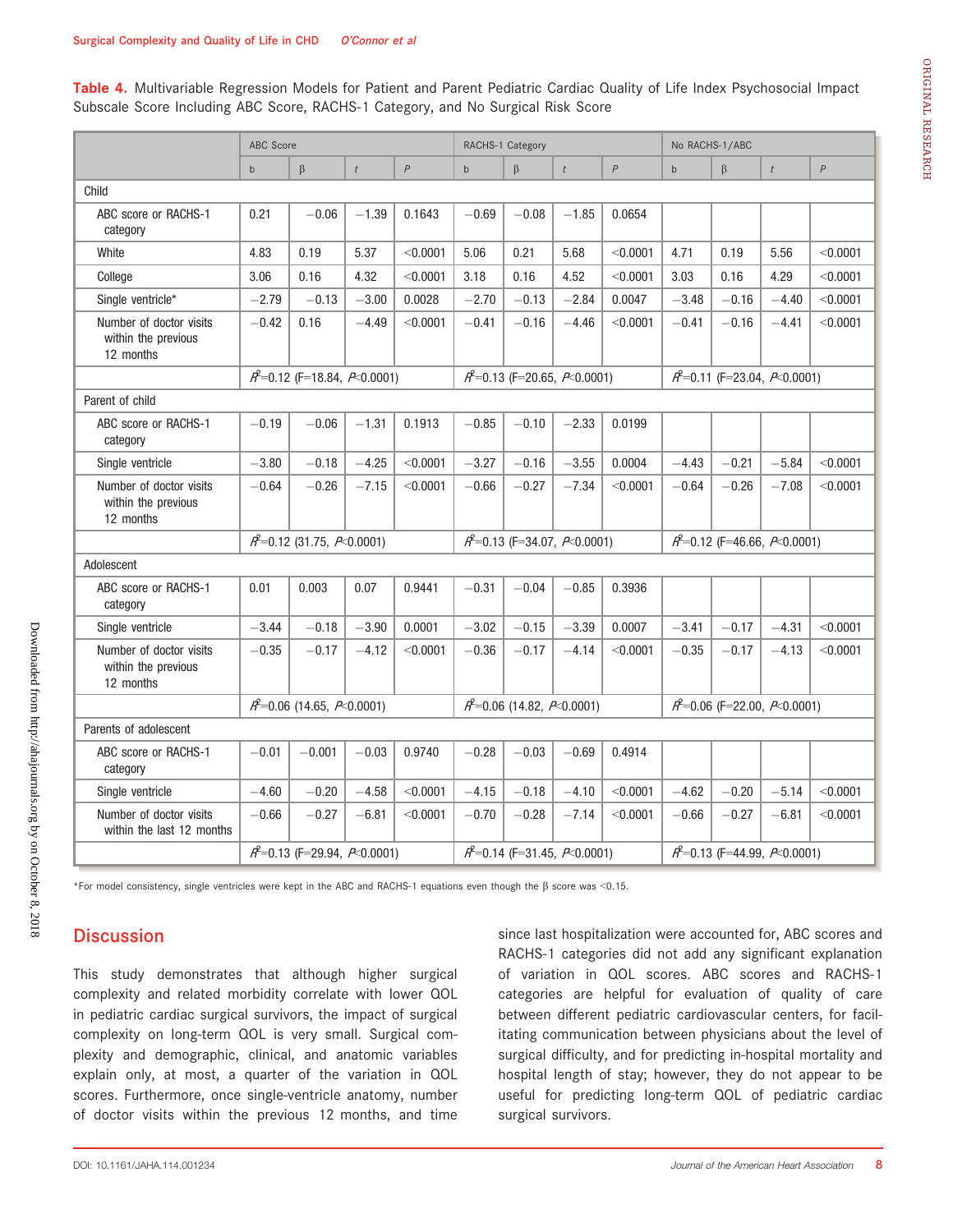**Table 4.** Multivariable Regression Models for Patient and Parent Pediatric Cardiac Quality of Life Index Psychosocial Impact Subscale Score Including ABC Score, RACHS-1 Category, and No Surgical Risk Score

| | ABC Score | | | | RACHS-1 Category | | | | No RACHS-1/ABC | | | |
|---|---|---|---|---|---|---|---|---|---|---|---|---|
| | b | β | *t* | *P* | b | β | *t* | *P* | b | β | *t* | *P* |
| **Child** | | | | | | | | | | | | |
| ABC score or RACHS-1 category | 0.21 | −0.06 | −1.39 | 0.1643 | −0.69 | −0.08 | −1.85 | 0.0654 | | | | |
| White | 4.83 | 0.19 | 5.37 | <0.0001 | 5.06 | 0.21 | 5.68 | <0.0001 | 4.71 | 0.19 | 5.56 | <0.0001 |
| College | 3.06 | 0.16 | 4.32 | <0.0001 | 3.18 | 0.16 | 4.52 | <0.0001 | 3.03 | 0.16 | 4.29 | <0.0001 |
| Single ventricle* | −2.79 | −0.13 | −3.00 | 0.0028 | −2.70 | −0.13 | −2.84 | 0.0047 | −3.48 | −0.16 | −4.40 | <0.0001 |
| Number of doctor visits within the previous 12 months | −0.42 | 0.16 | −4.49 | <0.0001 | −0.41 | −0.16 | −4.46 | <0.0001 | −0.41 | −0.16 | −4.41 | <0.0001 |
| | $R^2$=0.12 (F=18.84, $P$<0.0001) | | | | $R^2$=0.13 (F=20.65, $P$<0.0001) | | | | $R^2$=0.11 (F=23.04, $P$<0.0001) | | | |
| **Parent of child** | | | | | | | | | | | | |
| ABC score or RACHS-1 category | −0.19 | −0.06 | −1.31 | 0.1913 | −0.85 | −0.10 | −2.33 | 0.0199 | | | | |
| Single ventricle | −3.80 | −0.18 | −4.25 | <0.0001 | −3.27 | −0.16 | −3.55 | 0.0004 | −4.43 | −0.21 | −5.84 | <0.0001 |
| Number of doctor visits within the previous 12 months | −0.64 | −0.26 | −7.15 | <0.0001 | −0.66 | −0.27 | −7.34 | <0.0001 | −0.64 | −0.26 | −7.08 | <0.0001 |
| | $R^2$=0.12 (31.75, $P$<0.0001) | | | | $R^2$=0.13 (F=34.07, $P$<0.0001) | | | | $R^2$=0.12 (F=46.66, $P$<0.0001) | | | |
| **Adolescent** | | | | | | | | | | | | |
| ABC score or RACHS-1 category | 0.01 | 0.003 | 0.07 | 0.9441 | −0.31 | −0.04 | −0.85 | 0.3936 | | | | |
| Single ventricle | −3.44 | −0.18 | −3.90 | 0.0001 | −3.02 | −0.15 | −3.39 | 0.0007 | −3.41 | −0.17 | −4.31 | <0.0001 |
| Number of doctor visits within the previous 12 months | −0.35 | −0.17 | −4.12 | <0.0001 | −0.36 | −0.17 | −4.14 | <0.0001 | −0.35 | −0.17 | −4.13 | <0.0001 |
| | $R^2$=0.06 (14.65, $P$<0.0001) | | | | $R^2$=0.06 (14.82, $P$<0.0001) | | | | $R^2$=0.06 (F=22.00, $P$<0.0001) | | | |
| **Parents of adolescent** | | | | | | | | | | | | |
| ABC score or RACHS-1 category | −0.01 | −0.001 | −0.03 | 0.9740 | −0.28 | −0.03 | −0.69 | 0.4914 | | | | |
| Single ventricle | −4.60 | −0.20 | −4.58 | <0.0001 | −4.15 | −0.18 | −4.10 | <0.0001 | −4.62 | −0.20 | −5.14 | <0.0001 |
| Number of doctor visits within the last 12 months | −0.66 | −0.27 | −6.81 | <0.0001 | −0.70 | −0.28 | −7.14 | <0.0001 | −0.66 | −0.27 | −6.81 | <0.0001 |
| | $R^2$=0.13 (F=29.94, $P$<0.0001) | | | | $R^2$=0.14 (F=31.45, $P$<0.0001) | | | | $R^2$=0.13 (F=44.99, $P$<0.0001) | | | |

*For model consistency, single ventricles were kept in the ABC and RACHS-1 equations even though the β score was <0.15.

## Discussion

This study demonstrates that although higher surgical complexity and related morbidity correlate with lower QOL in pediatric cardiac surgical survivors, the impact of surgical complexity on long-term QOL is very small. Surgical complexity and demographic, clinical, and anatomic variables explain only, at most, a quarter of the variation in QOL scores. Furthermore, once single-ventricle anatomy, number of doctor visits within the previous 12 months, and time since last hospitalization were accounted for, ABC scores and RACHS-1 categories did not add any significant explanation of variation in QOL scores. ABC scores and RACHS-1 categories are helpful for evaluation of quality of care between different pediatric cardiovascular centers, for facilitating communication between physicians about the level of surgical difficulty, and for predicting in-hospital mortality and hospital length of stay; however, they do not appear to be useful for predicting long-term QOL of pediatric cardiac surgical survivors.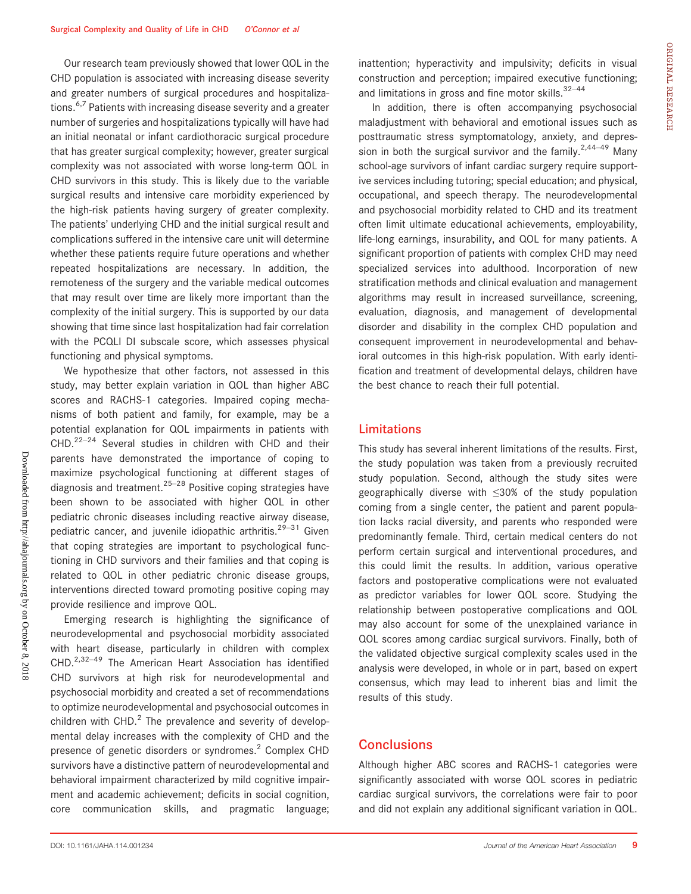Our research team previously showed that lower QOL in the CHD population is associated with increasing disease severity and greater numbers of surgical procedures and hospitalizations.[6,7] Patients with increasing disease severity and a greater number of surgeries and hospitalizations typically will have had an initial neonatal or infant cardiothoracic surgical procedure that has greater surgical complexity; however, greater surgical complexity was not associated with worse long-term QOL in CHD survivors in this study. This is likely due to the variable surgical results and intensive care morbidity experienced by the high-risk patients having surgery of greater complexity. The patients' underlying CHD and the initial surgical result and complications suffered in the intensive care unit will determine whether these patients require future operations and whether repeated hospitalizations are necessary. In addition, the remoteness of the surgery and the variable medical outcomes that may result over time are likely more important than the complexity of the initial surgery. This is supported by our data showing that time since last hospitalization had fair correlation with the PCQLI DI subscale score, which assesses physical functioning and physical symptoms.

We hypothesize that other factors, not assessed in this study, may better explain variation in QOL than higher ABC scores and RACHS-1 categories. Impaired coping mechanisms of both patient and family, for example, may be a potential explanation for QOL impairments in patients with CHD.[22–24] Several studies in children with CHD and their parents have demonstrated the importance of coping to maximize psychological functioning at different stages of diagnosis and treatment.[25–28] Positive coping strategies have been shown to be associated with higher QOL in other pediatric chronic diseases including reactive airway disease, pediatric cancer, and juvenile idiopathic arthritis.[29–31] Given that coping strategies are important to psychological functioning in CHD survivors and their families and that coping is related to QOL in other pediatric chronic disease groups, interventions directed toward promoting positive coping may provide resilience and improve QOL.

Emerging research is highlighting the significance of neurodevelopmental and psychosocial morbidity associated with heart disease, particularly in children with complex CHD.[2,32–49] The American Heart Association has identified CHD survivors at high risk for neurodevelopmental and psychosocial morbidity and created a set of recommendations to optimize neurodevelopmental and psychosocial outcomes in children with CHD.[2] The prevalence and severity of developmental delay increases with the complexity of CHD and the presence of genetic disorders or syndromes.[2] Complex CHD survivors have a distinctive pattern of neurodevelopmental and behavioral impairment characterized by mild cognitive impairment and academic achievement; deficits in social cognition, core communication skills, and pragmatic language; inattention; hyperactivity and impulsivity; deficits in visual construction and perception; impaired executive functioning; and limitations in gross and fine motor skills.[32–44]

In addition, there is often accompanying psychosocial maladjustment with behavioral and emotional issues such as posttraumatic stress symptomatology, anxiety, and depression in both the surgical survivor and the family.[2,44–49] Many school-age survivors of infant cardiac surgery require supportive services including tutoring; special education; and physical, occupational, and speech therapy. The neurodevelopmental and psychosocial morbidity related to CHD and its treatment often limit ultimate educational achievements, employability, life-long earnings, insurability, and QOL for many patients. A significant proportion of patients with complex CHD may need specialized services into adulthood. Incorporation of new stratification methods and clinical evaluation and management algorithms may result in increased surveillance, screening, evaluation, diagnosis, and management of developmental disorder and disability in the complex CHD population and consequent improvement in neurodevelopmental and behavioral outcomes in this high-risk population. With early identification and treatment of developmental delays, children have the best chance to reach their full potential.

## Limitations

This study has several inherent limitations of the results. First, the study population was taken from a previously recruited study population. Second, although the study sites were geographically diverse with ≤30% of the study population coming from a single center, the patient and parent population lacks racial diversity, and parents who responded were predominantly female. Third, certain medical centers do not perform certain surgical and interventional procedures, and this could limit the results. In addition, various operative factors and postoperative complications were not evaluated as predictor variables for lower QOL score. Studying the relationship between postoperative complications and QOL may also account for some of the unexplained variance in QOL scores among cardiac surgical survivors. Finally, both of the validated objective surgical complexity scales used in the analysis were developed, in whole or in part, based on expert consensus, which may lead to inherent bias and limit the results of this study.

## Conclusions

Although higher ABC scores and RACHS-1 categories were significantly associated with worse QOL scores in pediatric cardiac surgical survivors, the correlations were fair to poor and did not explain any additional significant variation in QOL.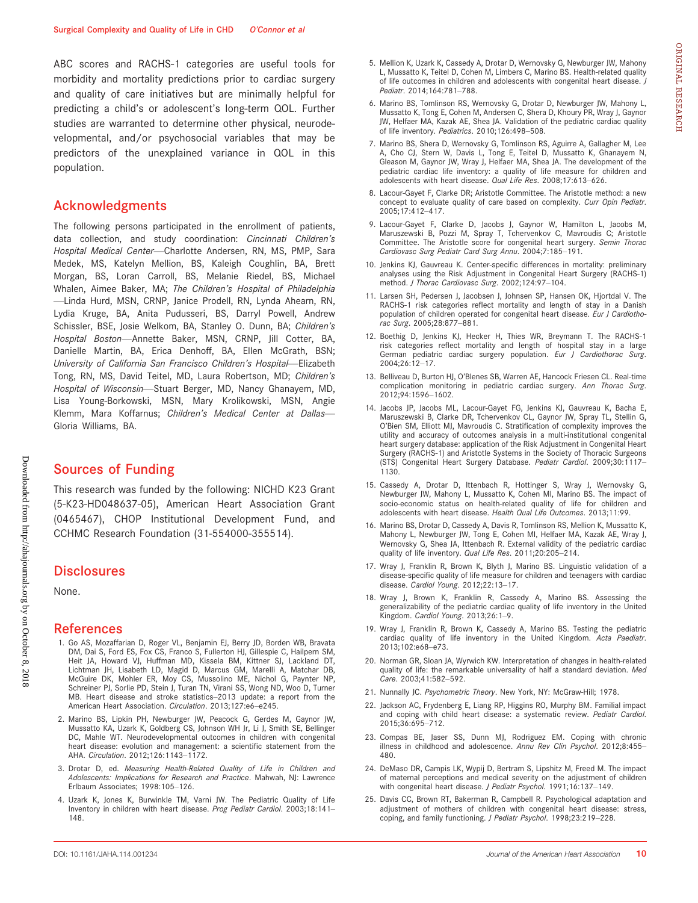ABC scores and RACHS-1 categories are useful tools for morbidity and mortality predictions prior to cardiac surgery and quality of care initiatives but are minimally helpful for predicting a child's or adolescent's long-term QOL. Further studies are warranted to determine other physical, neurodevelopmental, and/or psychosocial variables that may be predictors of the unexplained variance in QOL in this population.

## Acknowledgments

The following persons participated in the enrollment of patients, data collection, and study coordination: *Cincinnati Children's Hospital Medical Center*—Charlotte Andersen, RN, MS, PMP, Sara Medek, MS, Katelyn Mellion, BS, Kaleigh Coughlin, BA, Brett Morgan, BS, Loran Carroll, BS, Melanie Riedel, BS, Michael Whalen, Aimee Baker, MA; *The Children's Hospital of Philadelphia*—Linda Hurd, MSN, CRNP, Janice Prodell, RN, Lynda Ahearn, RN, Lydia Kruge, BA, Anita Pudusseri, BS, Darryl Powell, Andrew Schissler, BSE, Josie Welkom, BA, Stanley O. Dunn, BA; *Children's Hospital Boston*—Annette Baker, MSN, CRNP, Jill Cotter, BA, Danielle Martin, BA, Erica Denhoff, BA, Ellen McGrath, BSN; *University of California San Francisco Children's Hospital*—Elizabeth Tong, RN, MS, David Teitel, MD, Laura Robertson, MD; *Children's Hospital of Wisconsin*—Stuart Berger, MD, Nancy Ghanayem, MD, Lisa Young-Borkowski, MSN, Mary Krolikowski, MSN, Angie Klemm, Mara Koffarnus; *Children's Medical Center at Dallas*—Gloria Williams, BA.

## Sources of Funding

This research was funded by the following: NICHD K23 Grant (5-K23-HD048637-05), American Heart Association Grant (0465467), CHOP Institutional Development Fund, and CCHMC Research Foundation (31-554000-355514).

## Disclosures

None.

## References

1. Go AS, Mozaffarian D, Roger VL, Benjamin EJ, Berry JD, Borden WB, Bravata DM, Dai S, Ford ES, Fox CS, Franco S, Fullerton HJ, Gillespie C, Hailpern SM, Heit JA, Howard VJ, Huffman MD, Kissela BM, Kittner SJ, Lackland DT, Lichtman JH, Lisabeth LD, Magid D, Marcus GM, Marelli A, Matchar DB, McGuire DK, Mohler ER, Moy CS, Mussolino ME, Nichol G, Paynter NP, Schreiner PJ, Sorlie PD, Stein J, Turan TN, Virani SS, Wong ND, Woo D, Turner MB. Heart disease and stroke statistics–2013 update: a report from the American Heart Association. *Circulation*. 2013;127:e6–e245.
2. Marino BS, Lipkin PH, Newburger JW, Peacock G, Gerdes M, Gaynor JW, Mussatto KA, Uzark K, Goldberg CS, Johnson WH Jr, Li J, Smith SE, Bellinger DC, Mahle WT. Neurodevelopmental outcomes in children with congenital heart disease: evolution and management: a scientific statement from the AHA. *Circulation*. 2012;126:1143–1172.
3. Drotar D, ed. *Measuring Health-Related Quality of Life in Children and Adolescents: Implications for Research and Practice*. Mahwah, NJ: Lawrence Erlbaum Associates; 1998:105–126.
4. Uzark K, Jones K, Burwinkle TM, Varni JW. The Pediatric Quality of Life Inventory in children with heart disease. *Prog Pediatr Cardiol*. 2003;18:141–148.
5. Mellion K, Uzark K, Cassedy A, Drotar D, Wernovsky G, Newburger JW, Mahony L, Mussatto K, Teitel D, Cohen M, Limbers C, Marino BS. Health-related quality of life outcomes in children and adolescents with congenital heart disease. *J Pediatr*. 2014;164:781–788.
6. Marino BS, Tomlinson RS, Wernovsky G, Drotar D, Newburger JW, Mahony L, Mussatto K, Tong E, Cohen M, Andersen C, Shera D, Khoury PR, Wray J, Gaynor JW, Helfaer MA, Kazak AE, Shea JA. Validation of the pediatric cardiac quality of life inventory. *Pediatrics*. 2010;126:498–508.
7. Marino BS, Shera D, Wernovsky G, Tomlinson RS, Aguirre A, Gallagher M, Lee A, Cho CJ, Stern W, Davis L, Tong E, Teitel D, Mussatto K, Ghanayem N, Gleason M, Gaynor JW, Wray J, Helfaer MA, Shea JA. The development of the pediatric cardiac life inventory: a quality of life measure for children and adolescents with heart disease. *Qual Life Res*. 2008;17:613–626.
8. Lacour-Gayet F, Clarke DR; Aristotle Committee. The Aristotle method: a new concept to evaluate quality of care based on complexity. *Curr Opin Pediatr*. 2005;17:412–417.
9. Lacour-Gayet F, Clarke D, Jacobs J, Gaynor W, Hamilton L, Jacobs M, Maruszewski B, Pozzi M, Spray T, Tchervenkov C, Mavroudis C; Aristotle Committee. The Aristotle score for congenital heart surgery. *Semin Thorac Cardiovasc Surg Pediatr Card Surg Annu*. 2004;7:185–191.
10. Jenkins KJ, Gauvreau K. Center-specific differences in mortality: preliminary analyses using the Risk Adjustment in Congenital Heart Surgery (RACHS-1) method. *J Thorac Cardiovasc Surg*. 2002;124:97–104.
11. Larsen SH, Pedersen J, Jacobsen J, Johnsen SP, Hansen OK, Hjortdal V. The RACHS-1 risk categories reflect mortality and length of stay in a Danish population of children operated for congenital heart disease. *Eur J Cardiothorac Surg*. 2005;28:877–881.
12. Boethig D, Jenkins KJ, Hecker H, Thies WR, Breymann T. The RACHS-1 risk categories reflect mortality and length of hospital stay in a large German pediatric cardiac surgery population. *Eur J Cardiothorac Surg*. 2004;26:12–17.
13. Belliveau D, Burton HJ, O'Blenes SB, Warren AE, Hancock Friesen CL. Real-time complication monitoring in pediatric cardiac surgery. *Ann Thorac Surg*. 2012;94:1596–1602.
14. Jacobs JP, Jacobs ML, Lacour-Gayet FG, Jenkins KJ, Gauvreau K, Bacha E, Maruszewski B, Clarke DR, Tchervenkov CL, Gaynor JW, Spray TL, Stellin G, O'Brien SM, Elliott MJ, Mavroudis C. Stratification of complexity improves the utility and accuracy of outcomes analysis in a multi-institutional congenital heart surgery database: application of the Risk Adjustment in Congenital Heart Surgery (RACHS-1) and Aristotle Systems in the Society of Thoracic Surgeons (STS) Congenital Heart Surgery Database. *Pediatr Cardiol*. 2009;30:1117–1130.
15. Cassedy A, Drotar D, Ittenbach R, Hottinger S, Wray J, Wernovsky G, Newburger JW, Mahony L, Mussatto K, Cohen MI, Marino BS. The impact of socio-economic status on health-related quality of life for children and adolescents with heart disease. *Health Qual Life Outcomes*. 2013;11:99.
16. Marino BS, Drotar D, Cassedy A, Davis R, Tomlinson RS, Mellion K, Mussatto K, Mahony L, Newburger JW, Tong E, Cohen MI, Helfaer MA, Kazak AE, Wray J, Wernovsky G, Shea JA, Ittenbach R. External validity of the pediatric cardiac quality of life inventory. *Qual Life Res*. 2011;20:205–214.
17. Wray J, Franklin R, Brown K, Blyth J, Marino BS. Linguistic validation of a disease-specific quality of life measure for children and teenagers with cardiac disease. *Cardiol Young*. 2012;22:13–17.
18. Wray J, Brown K, Franklin R, Cassedy A, Marino BS. Assessing the generalizability of the pediatric cardiac quality of life inventory in the United Kingdom. *Cardiol Young*. 2013;26:1–9.
19. Wray J, Franklin R, Brown K, Cassedy A, Marino BS. Testing the pediatric cardiac quality of life inventory in the United Kingdom. *Acta Paediatr*. 2013;102:e68–e73.
20. Norman GR, Sloan JA, Wyrwich KW. Interpretation of changes in health-related quality of life: the remarkable universality of half a standard deviation. *Med Care*. 2003;41:582–592.
21. Nunnally JC. *Psychometric Theory*. New York, NY: McGraw-Hill; 1978.
22. Jackson AC, Frydenberg E, Liang RP, Higgins RO, Murphy BM. Familial impact and coping with child heart disease: a systematic review. *Pediatr Cardiol*. 2015;36:695–712.
23. Compas BE, Jaser SS, Dunn MJ, Rodriguez EM. Coping with chronic illness in childhood and adolescence. *Annu Rev Clin Psychol*. 2012;8:455–480.
24. DeMaso DR, Campis LK, Wypij D, Bertram S, Lipshitz M, Freed M. The impact of maternal perceptions and medical severity on the adjustment of children with congenital heart disease. *J Pediatr Psychol*. 1991;16:137–149.
25. Davis CC, Brown RT, Bakerman R, Campbell R. Psychological adaptation and adjustment of mothers of children with congenital heart disease: stress, coping, and family functioning. *J Pediatr Psychol*. 1998;23:219–228.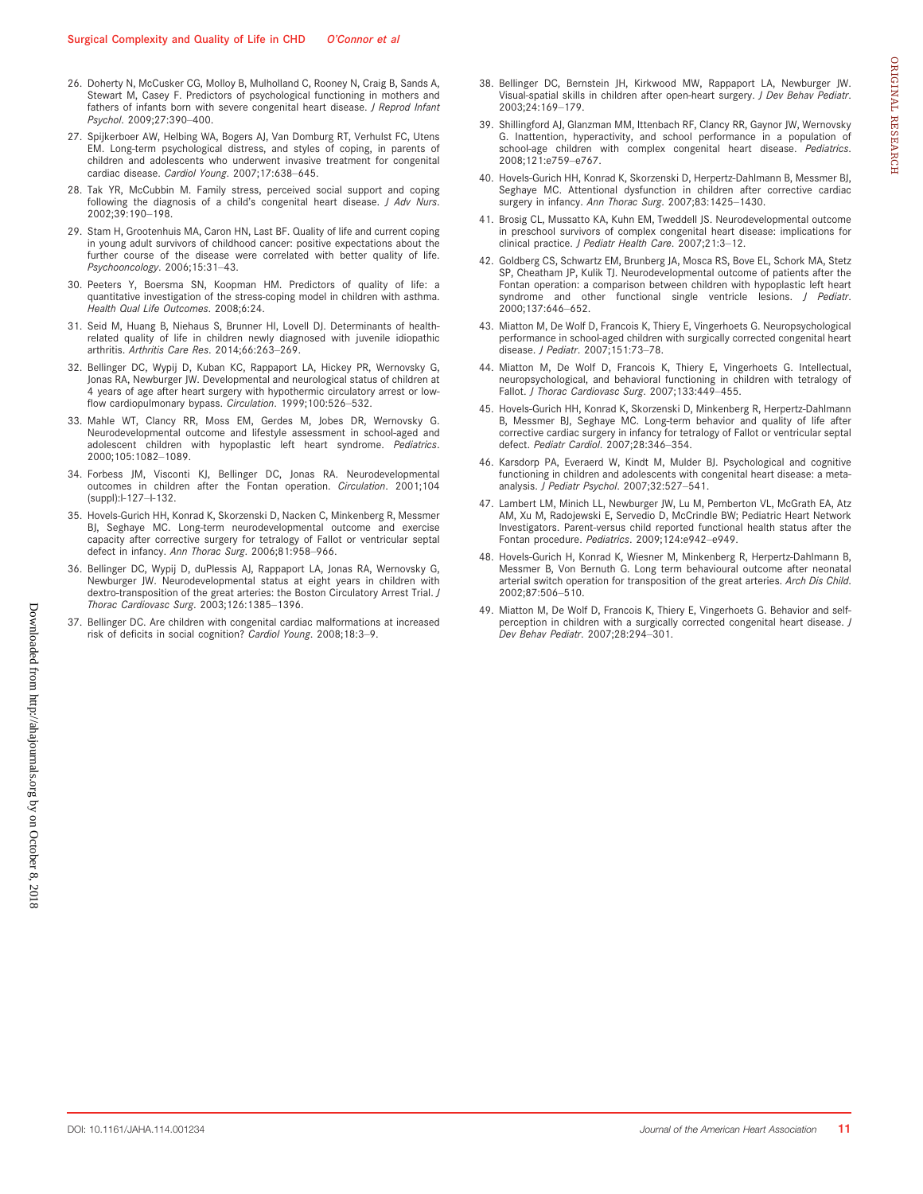26. Doherty N, McCusker CG, Molloy B, Mulholland C, Rooney N, Craig B, Sands A, Stewart M, Casey F. Predictors of psychological functioning in mothers and fathers of infants born with severe congenital heart disease. *J Reprod Infant Psychol*. 2009;27:390–400.

27. Spijkerboer AW, Helbing WA, Bogers AJ, Van Domburg RT, Verhulst FC, Utens EM. Long-term psychological distress, and styles of coping, in parents of children and adolescents who underwent invasive treatment for congenital cardiac disease. *Cardiol Young*. 2007;17:638–645.

28. Tak YR, McCubbin M. Family stress, perceived social support and coping following the diagnosis of a child's congenital heart disease. *J Adv Nurs*. 2002;39:190–198.

29. Stam H, Grootenhuis MA, Caron HN, Last BF. Quality of life and current coping in young adult survivors of childhood cancer: positive expectations about the further course of the disease were correlated with better quality of life. *Psychooncology*. 2006;15:31–43.

30. Peeters Y, Boersma SN, Koopman HM. Predictors of quality of life: a quantitative investigation of the stress-coping model in children with asthma. *Health Qual Life Outcomes*. 2008;6:24.

31. Seid M, Huang B, Niehaus S, Brunner HI, Lovell DJ. Determinants of health-related quality of life in children newly diagnosed with juvenile idiopathic arthritis. *Arthritis Care Res*. 2014;66:263–269.

32. Bellinger DC, Wypij D, Kuban KC, Rappaport LA, Hickey PR, Wernovsky G, Jonas RA, Newburger JW. Developmental and neurological status of children at 4 years of age after heart surgery with hypothermic circulatory arrest or low-flow cardiopulmonary bypass. *Circulation*. 1999;100:526–532.

33. Mahle WT, Clancy RR, Moss EM, Gerdes M, Jobes DR, Wernovsky G. Neurodevelopmental outcome and lifestyle assessment in school-aged and adolescent children with hypoplastic left heart syndrome. *Pediatrics*. 2000;105:1082–1089.

34. Forbess JM, Visconti KJ, Bellinger DC, Jonas RA. Neurodevelopmental outcomes in children after the Fontan operation. *Circulation*. 2001;104 (suppl):I-127–I-132.

35. Hovels-Gurich HH, Konrad K, Skorzenski D, Nacken C, Minkenberg R, Messmer BJ, Seghaye MC. Long-term neurodevelopmental outcome and exercise capacity after corrective surgery for tetralogy of Fallot or ventricular septal defect in infancy. *Ann Thorac Surg*. 2006;81:958–966.

36. Bellinger DC, Wypij D, duPlessis AJ, Rappaport LA, Jonas RA, Wernovsky G, Newburger JW. Neurodevelopmental status at eight years in children with dextro-transposition of the great arteries: the Boston Circulatory Arrest Trial. *J Thorac Cardiovasc Surg*. 2003;126:1385–1396.

37. Bellinger DC. Are children with congenital cardiac malformations at increased risk of deficits in social cognition? *Cardiol Young*. 2008;18:3–9.

38. Bellinger DC, Bernstein JH, Kirkwood MW, Rappaport LA, Newburger JW. Visual-spatial skills in children after open-heart surgery. *J Dev Behav Pediatr*. 2003;24:169–179.

39. Shillingford AJ, Glanzman MM, Ittenbach RF, Clancy RR, Gaynor JW, Wernovsky G. Inattention, hyperactivity, and school performance in a population of school-age children with complex congenital heart disease. *Pediatrics*. 2008;121:e759–e767.

40. Hovels-Gurich HH, Konrad K, Skorzenski D, Herpertz-Dahlmann B, Messmer BJ, Seghaye MC. Attentional dysfunction in children after corrective cardiac surgery in infancy. *Ann Thorac Surg*. 2007;83:1425–1430.

41. Brosig CL, Mussatto KA, Kuhn EM, Tweddell JS. Neurodevelopmental outcome in preschool survivors of complex congenital heart disease: implications for clinical practice. *J Pediatr Health Care*. 2007;21:3–12.

42. Goldberg CS, Schwartz EM, Brunberg JA, Mosca RS, Bove EL, Schork MA, Stetz SP, Cheatham JP, Kulik TJ. Neurodevelopmental outcome of patients after the Fontan operation: a comparison between children with hypoplastic left heart syndrome and other functional single ventricle lesions. *J Pediatr*. 2000;137:646–652.

43. Miatton M, De Wolf D, Francois K, Thiery E, Vingerhoets G. Neuropsychological performance in school-aged children with surgically corrected congenital heart disease. *J Pediatr*. 2007;151:73–78.

44. Miatton M, De Wolf D, Francois K, Thiery E, Vingerhoets G. Intellectual, neuropsychological, and behavioral functioning in children with tetralogy of Fallot. *J Thorac Cardiovasc Surg*. 2007;133:449–455.

45. Hovels-Gurich HH, Konrad K, Skorzenski D, Minkenberg R, Herpertz-Dahlmann B, Messmer BJ, Seghaye MC. Long-term behavior and quality of life after corrective cardiac surgery in infancy for tetralogy of Fallot or ventricular septal defect. *Pediatr Cardiol*. 2007;28:346–354.

46. Karsdorp PA, Everaerd W, Kindt M, Mulder BJ. Psychological and cognitive functioning in children and adolescents with congenital heart disease: a meta-analysis. *J Pediatr Psychol*. 2007;32:527–541.

47. Lambert LM, Minich LL, Newburger JW, Lu M, Pemberton VL, McGrath EA, Atz AM, Xu M, Radojewski E, Servedio D, McCrindle BW; Pediatric Heart Network Investigators. Parent-versus child reported functional health status after the Fontan procedure. *Pediatrics*. 2009;124:e942–e949.

48. Hovels-Gurich H, Konrad K, Wiesner M, Minkenberg R, Herpertz-Dahlmann B, Messmer B, Von Bernuth G. Long term behavioural outcome after neonatal arterial switch operation for transposition of the great arteries. *Arch Dis Child*. 2002;87:506–510.

49. Miatton M, De Wolf D, Francois K, Thiery E, Vingerhoets G. Behavior and self-perception in children with a surgically corrected congenital heart disease. *J Dev Behav Pediatr*. 2007;28:294–301.